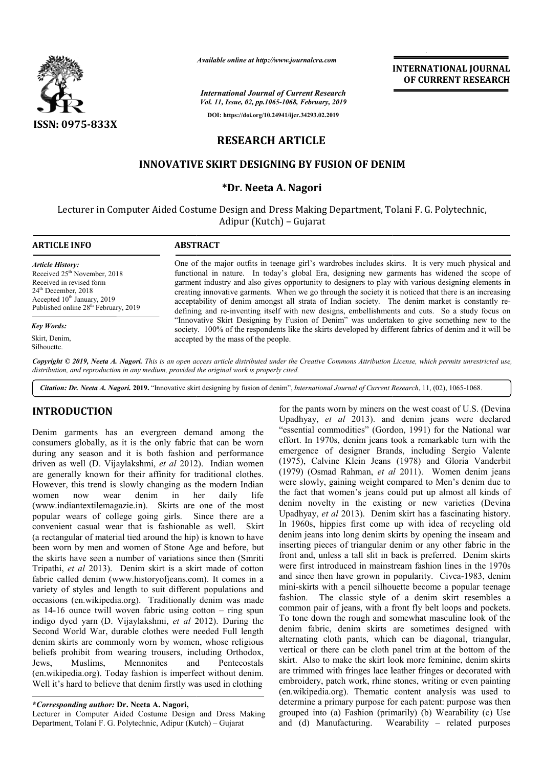ISSN: 0975-833X

*Available online at http://www.journalcra.com*

*International Journal of Current Research*
*Vol. 11, Issue, 02, pp.1065-1068, February, 2019*

**DOI: https://doi.org/10.24941/ijcr.34293.02.2019**

**INTERNATIONAL JOURNAL OF CURRENT RESEARCH**

# RESEARCH ARTICLE

## INNOVATIVE SKIRT DESIGNING BY FUSION OF DENIM

**\*Dr. Neeta A. Nagori**

Lecturer in Computer Aided Costume Design and Dress Making Department, Tolani F. G. Polytechnic, Adipur (Kutch) – Gujarat

**ARTICLE INFO**

*Article History:*
Received 25th November, 2018
Received in revised form 24th December, 2018
Accepted 10th January, 2019
Published online 28th February, 2019

*Key Words:*
Skirt, Denim, Silhouette.

**ABSTRACT**

One of the major outfits in teenage girl's wardrobes includes skirts. It is very much physical and functional in nature. In today's global Era, designing new garments has widened the scope of garment industry and also gives opportunity to designers to play with various designing elements in creating innovative garments. When we go through the society it is noticed that there is an increasing acceptability of denim amongst all strata of Indian society. The denim market is constantly re-defining and re-inventing itself with new designs, embellishments and cuts. So a study focus on "Innovative Skirt Designing by Fusion of Denim" was undertaken to give something new to the society. 100% of the respondents like the skirts developed by different fabrics of denim and it will be accepted by the mass of the people.

*Copyright © 2019, Neeta A. Nagori. This is an open access article distributed under the Creative Commons Attribution License, which permits unrestricted use, distribution, and reproduction in any medium, provided the original work is properly cited.*

***Citation:*** *Dr. Neeta A. Nagori.* **2019.** "Innovative skirt designing by fusion of denim", *International Journal of Current Research*, 11, (02), 1065-1068.

## INTRODUCTION

Denim garments has an evergreen demand among the consumers globally, as it is the only fabric that can be worn during any season and it is both fashion and performance driven as well (D. Vijaylakshmi, *et al* 2012). Indian women are generally known for their affinity for traditional clothes. However, this trend is slowly changing as the modern Indian women now wear denim in her daily life (www.indiantextilemagazie.in). Skirts are one of the most popular wears of college going girls. Since there are a convenient casual wear that is fashionable as well. Skirt (a rectangular of material tied around the hip) is known to have been worn by men and women of Stone Age and before, but the skirts have seen a number of variations since then (Smriti Tripathi, *et al* 2013). Denim skirt is a skirt made of cotton fabric called denim (www.historyofjeans.com). It comes in a variety of styles and length to suit different populations and occasions (en.wikipedia.org). Traditionally denim was made as 14-16 ounce twill woven fabric using cotton – ring spun indigo dyed yarn (D. Vijaylakshmi, *et al* 2012). During the Second World War, durable clothes were needed Full length denim skirts are commonly worn by women, whose religious beliefs prohibit from wearing trousers, including Orthodox, Jews, Muslims, Mennonites and Pentecostals (en.wikipedia.org). Today fashion is imperfect without denim. Well it's hard to believe that denim firstly was used in clothing for the pants worn by miners on the west coast of U.S. (Devina Upadhyay, *et al* 2013). and denim jeans were declared "essential commodities" (Gordon, 1991) for the National war effort. In 1970s, denim jeans took a remarkable turn with the emergence of designer Brands, including Sergio Valente (1975), Calvine Klein Jeans (1978) and Gloria Vanderbit (1979) (Osmad Rahman, *et al* 2011). Women denim jeans were slowly, gaining weight compared to Men's denim due to the fact that women's jeans could put up almost all kinds of denim novelty in the existing or new varieties (Devina Upadhyay, *et al* 2013). Denim skirt has a fascinating history. In 1960s, hippies first come up with idea of recycling old denim jeans into long denim skirts by opening the inseam and inserting pieces of triangular denim or any other fabric in the front and, unless a tall slit in back is preferred. Denim skirts were first introduced in mainstream fashion lines in the 1970s and since then have grown in popularity. Civca-1983, denim mini-skirts with a pencil silhouette become a popular teenage fashion. The classic style of a denim skirt resembles a common pair of jeans, with a front fly belt loops and pockets. To tone down the rough and somewhat masculine look of the denim fabric, denim skirts are sometimes designed with alternating cloth pants, which can be diagonal, triangular, vertical or there can be cloth panel trim at the bottom of the skirt. Also to make the skirt look more feminine, denim skirts are trimmed with fringes lace leather fringes or decorated with embroidery, patch work, rhine stones, writing or even painting (en.wikipedia.org). Thematic content analysis was used to determine a primary purpose for each patent: purpose was then grouped into (a) Fashion (primarily) (b) Wearability (c) Use and (d) Manufacturing. Wearability – related purposes

***Corresponding author:** **Dr. Neeta A. Nagori,**
Lecturer in Computer Aided Costume Design and Dress Making Department, Tolani F. G. Polytechnic, Adipur (Kutch) – Gujarat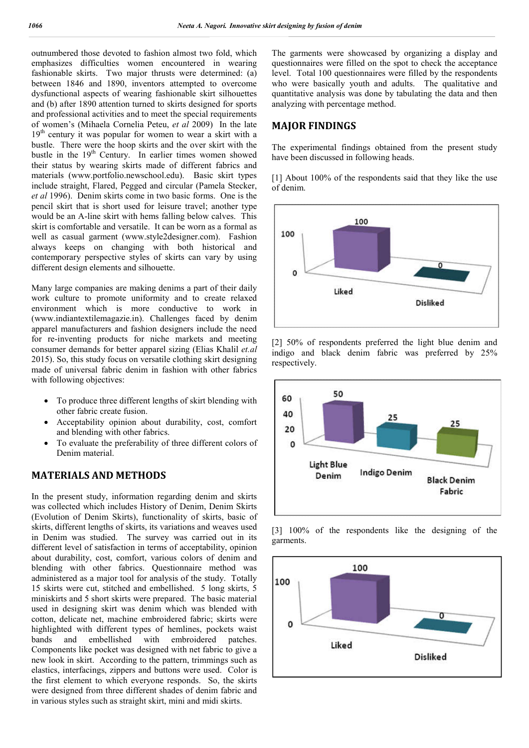outnumbered those devoted to fashion almost two fold, which emphasizes difficulties women encountered in wearing fashionable skirts. Two major thrusts were determined: (a) between 1846 and 1890, inventors attempted to overcome dysfunctional aspects of wearing fashionable skirt silhouettes and (b) after 1890 attention turned to skirts designed for sports and professional activities and to meet the special requirements of women's (Mihaela Cornelia Peteu, *et al* 2009) In the late 19th century it was popular for women to wear a skirt with a bustle. There were the hoop skirts and the over skirt with the bustle in the 19th Century. In earlier times women showed their status by wearing skirts made of different fabrics and materials (www.portfolio.newschool.edu). Basic skirt types include straight, Flared, Pegged and circular (Pamela Stecker, *et al* 1996). Denim skirts come in two basic forms. One is the pencil skirt that is short used for leisure travel; another type would be an A-line skirt with hems falling below calves. This skirt is comfortable and versatile. It can be worn as a formal as well as casual garment (www.style2designer.com). Fashion always keeps on changing with both historical and contemporary perspective styles of skirts can vary by using different design elements and silhouette.

Many large companies are making denims a part of their daily work culture to promote uniformity and to create relaxed environment which is more conductive to work in (www.indiantextilemagazie.in). Challenges faced by denim apparel manufacturers and fashion designers include the need for re-inventing products for niche markets and meeting consumer demands for better apparel sizing (Elias Khalil *et.al* 2015). So, this study focus on versatile clothing skirt designing made of universal fabric denim in fashion with other fabrics with following objectives:

- To produce three different lengths of skirt blending with other fabric create fusion.
- Acceptability opinion about durability, cost, comfort and blending with other fabrics.
- To evaluate the preferability of three different colors of Denim material.

## MATERIALS AND METHODS

In the present study, information regarding denim and skirts was collected which includes History of Denim, Denim Skirts (Evolution of Denim Skirts), functionality of skirts, basic of skirts, different lengths of skirts, its variations and weaves used in Denim was studied. The survey was carried out in its different level of satisfaction in terms of acceptability, opinion about durability, cost, comfort, various colors of denim and blending with other fabrics. Questionnaire method was administered as a major tool for analysis of the study. Totally 15 skirts were cut, stitched and embellished. 5 long skirts, 5 miniskirts and 5 short skirts were prepared. The basic material used in designing skirt was denim which was blended with cotton, delicate net, machine embroidered fabric; skirts were highlighted with different types of hemlines, pockets waist bands and embellished with embroidered patches. Components like pocket was designed with net fabric to give a new look in skirt. According to the pattern, trimmings such as elastics, interfacings, zippers and buttons were used. Color is the first element to which everyone responds. So, the skirts were designed from three different shades of denim fabric and in various styles such as straight skirt, mini and midi skirts.

The garments were showcased by organizing a display and questionnaires were filled on the spot to check the acceptance level. Total 100 questionnaires were filled by the respondents who were basically youth and adults. The qualitative and quantitative analysis was done by tabulating the data and then analyzing with percentage method.

## MAJOR FINDINGS

The experimental findings obtained from the present study have been discussed in following heads.

[1] About 100% of the respondents said that they like the use of denim.

| | Liked | Disliked |
|---|---|---|
| % | 100 | 0 |

[2] 50% of respondents preferred the light blue denim and indigo and black denim fabric was preferred by 25% respectively.

| | Light Blue Denim | Indigo Denim | Black Denim Fabric |
|---|---|---|---|
| % | 50 | 25 | 25 |

[3] 100% of the respondents like the designing of the garments.

| | Liked | Disliked |
|---|---|---|
| % | 100 | 0 |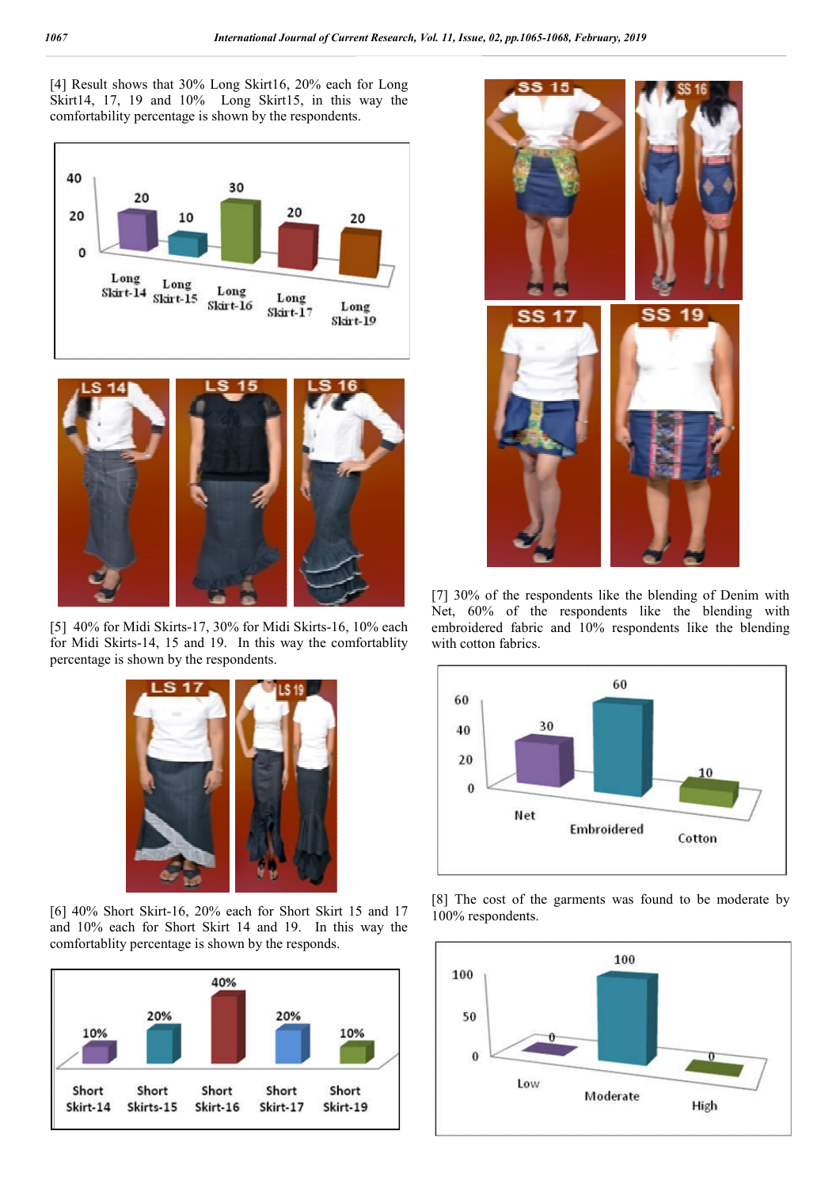[4] Result shows that 30% Long Skirt16, 20% each for Long Skirt14, 17, 19 and 10% Long Skirt15, in this way the comfortability percentage is shown by the respondents.

[5] 40% for Midi Skirts-17, 30% for Midi Skirts-16, 10% each for Midi Skirts-14, 15 and 19. In this way the comfortablity percentage is shown by the respondents.

[6] 40% Short Skirt-16, 20% each for Short Skirt 15 and 17 and 10% each for Short Skirt 14 and 19. In this way the comfortablity percentage is shown by the responds.

[7] 30% of the respondents like the blending of Denim with Net, 60% of the respondents like the blending with embroidered fabric and 10% respondents like the blending with cotton fabrics.

[8] The cost of the garments was found to be moderate by 100% respondents.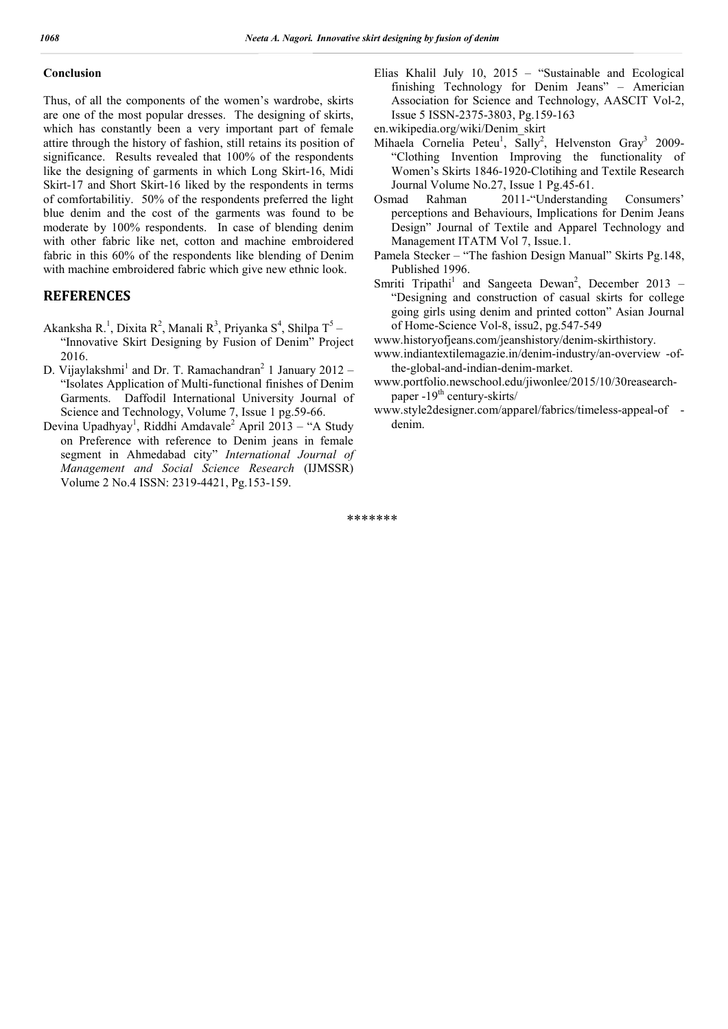## Conclusion

Thus, of all the components of the women's wardrobe, skirts are one of the most popular dresses. The designing of skirts, which has constantly been a very important part of female attire through the history of fashion, still retains its position of significance. Results revealed that 100% of the respondents like the designing of garments in which Long Skirt-16, Midi Skirt-17 and Short Skirt-16 liked by the respondents in terms of comfortabilitiy. 50% of the respondents preferred the light blue denim and the cost of the garments was found to be moderate by 100% respondents. In case of blending denim with other fabric like net, cotton and machine embroidered fabric in this 60% of the respondents like blending of Denim with machine embroidered fabric which give new ethnic look.

## REFERENCES

Akanksha R.[1], Dixita R[2], Manali R[3], Priyanka S[4], Shilpa T[5] – "Innovative Skirt Designing by Fusion of Denim" Project 2016.

D. Vijaylakshmi[1] and Dr. T. Ramachandran[2] 1 January 2012 – "Isolates Application of Multi-functional finishes of Denim Garments. Daffodil International University Journal of Science and Technology, Volume 7, Issue 1 pg.59-66.

Devina Upadhyay[1], Riddhi Amdavale[2] April 2013 – "A Study on Preference with reference to Denim jeans in female segment in Ahmedabad city" *International Journal of Management and Social Science Research* (IJMSSR) Volume 2 No.4 ISSN: 2319-4421, Pg.153-159.

Elias Khalil July 10, 2015 – "Sustainable and Ecological finishing Technology for Denim Jeans" – Americian Association for Science and Technology, AASCIT Vol-2, Issue 5 ISSN-2375-3803, Pg.159-163

en.wikipedia.org/wiki/Denim_skirt

Mihaela Cornelia Peteu[1], Sally[2], Helvenston Gray[3] 2009- "Clothing Invention Improving the functionality of Women's Skirts 1846-1920-Clotihing and Textile Research Journal Volume No.27, Issue 1 Pg.45-61.

Osmad Rahman 2011-"Understanding Consumers' perceptions and Behaviours, Implications for Denim Jeans Design" Journal of Textile and Apparel Technology and Management ITATM Vol 7, Issue.1.

Pamela Stecker – "The fashion Design Manual" Skirts Pg.148, Published 1996.

Smriti Tripathi[1] and Sangeeta Dewan[2], December 2013 – "Designing and construction of casual skirts for college going girls using denim and printed cotton" Asian Journal of Home-Science Vol-8, issu2, pg.547-549

www.historyofjeans.com/jeanshistory/denim-skirthistory.

www.indiantextilemagazie.in/denim-industry/an-overview -of-the-global-and-indian-denim-market.

www.portfolio.newschool.edu/jiwonlee/2015/10/30reasearch-paper -19th century-skirts/

www.style2designer.com/apparel/fabrics/timeless-appeal-of - denim.

*******